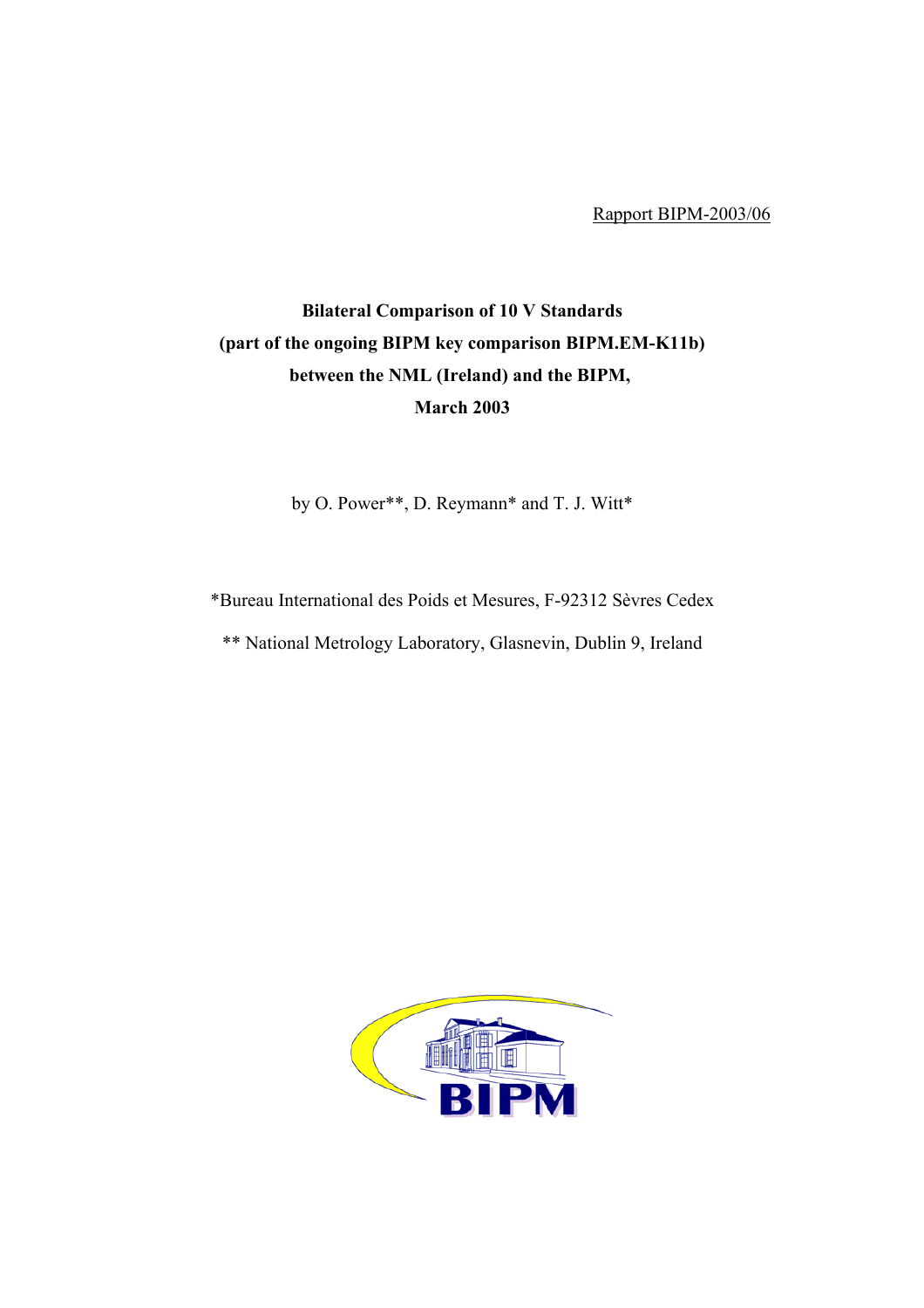Rapport BIPM-2003/06

**Bilateral Comparison of 10 V Standards**
**(part of the ongoing BIPM key comparison BIPM.EM-K11b)**
**between the NML (Ireland) and the BIPM,**
**March 2003**

by O. Power**, D. Reymann* and T. J. Witt*

*Bureau International des Poids et Mesures, F-92312 Sèvres Cedex

** National Metrology Laboratory, Glasnevin, Dublin 9, Ireland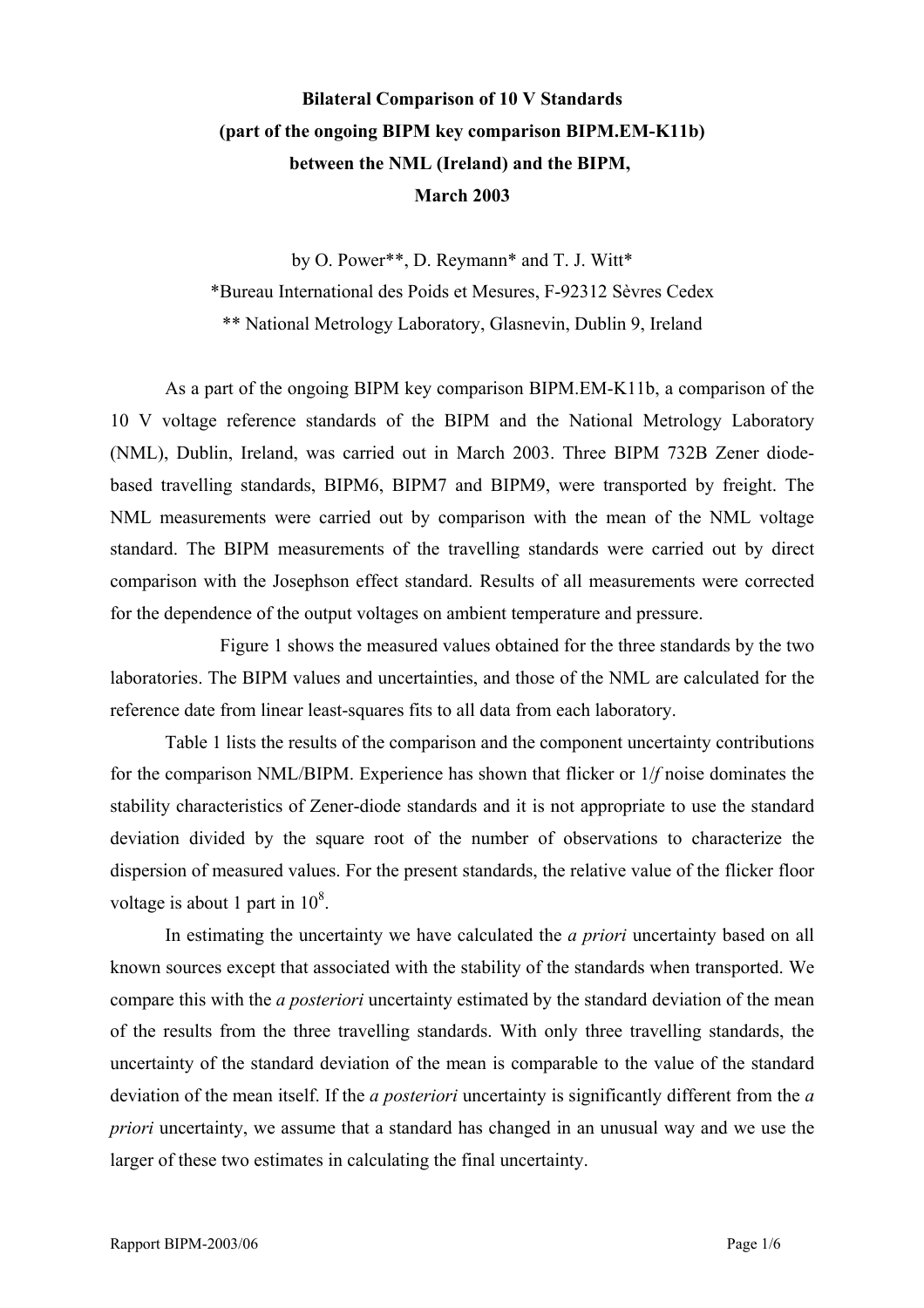**Bilateral Comparison of 10 V Standards**
**(part of the ongoing BIPM key comparison BIPM.EM-K11b)**
**between the NML (Ireland) and the BIPM,**
**March 2003**

by O. Power**, D. Reymann* and T. J. Witt*

*Bureau International des Poids et Mesures, F-92312 Sèvres Cedex

** National Metrology Laboratory, Glasnevin, Dublin 9, Ireland

As a part of the ongoing BIPM key comparison BIPM.EM-K11b, a comparison of the 10 V voltage reference standards of the BIPM and the National Metrology Laboratory (NML), Dublin, Ireland, was carried out in March 2003. Three BIPM 732B Zener diode-based travelling standards, BIPM6, BIPM7 and BIPM9, were transported by freight. The NML measurements were carried out by comparison with the mean of the NML voltage standard. The BIPM measurements of the travelling standards were carried out by direct comparison with the Josephson effect standard. Results of all measurements were corrected for the dependence of the output voltages on ambient temperature and pressure.

Figure 1 shows the measured values obtained for the three standards by the two laboratories. The BIPM values and uncertainties, and those of the NML are calculated for the reference date from linear least-squares fits to all data from each laboratory.

Table 1 lists the results of the comparison and the component uncertainty contributions for the comparison NML/BIPM. Experience has shown that flicker or 1/*f* noise dominates the stability characteristics of Zener-diode standards and it is not appropriate to use the standard deviation divided by the square root of the number of observations to characterize the dispersion of measured values. For the present standards, the relative value of the flicker floor voltage is about 1 part in $10^8$.

In estimating the uncertainty we have calculated the *a priori* uncertainty based on all known sources except that associated with the stability of the standards when transported. We compare this with the *a posteriori* uncertainty estimated by the standard deviation of the mean of the results from the three travelling standards. With only three travelling standards, the uncertainty of the standard deviation of the mean is comparable to the value of the standard deviation of the mean itself. If the *a posteriori* uncertainty is significantly different from the *a priori* uncertainty, we assume that a standard has changed in an unusual way and we use the larger of these two estimates in calculating the final uncertainty.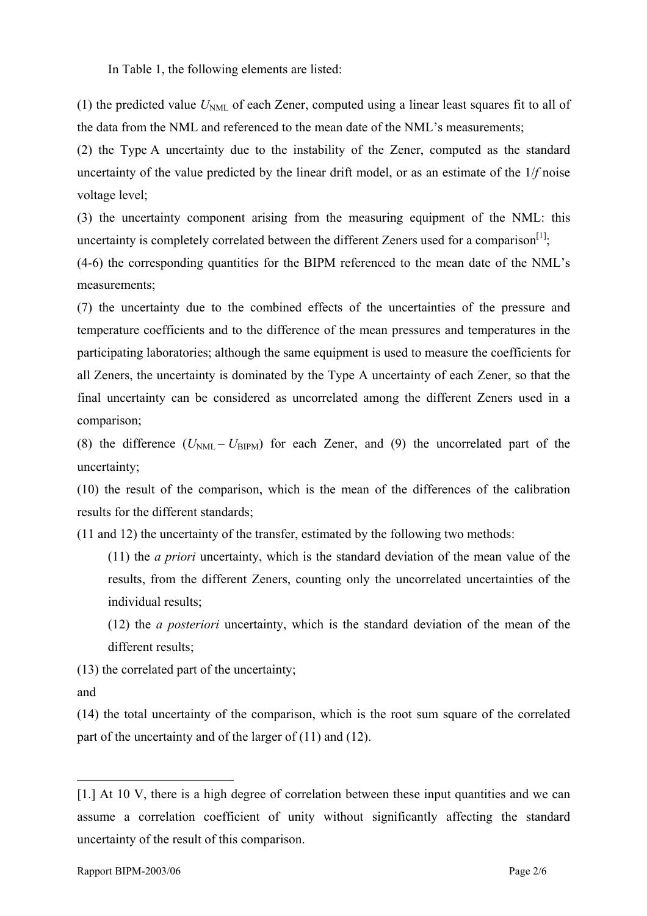In Table 1, the following elements are listed:

(1) the predicted value $U_{NML}$ of each Zener, computed using a linear least squares fit to all of the data from the NML and referenced to the mean date of the NML's measurements;

(2) the Type A uncertainty due to the instability of the Zener, computed as the standard uncertainty of the value predicted by the linear drift model, or as an estimate of the $1/f$ noise voltage level;

(3) the uncertainty component arising from the measuring equipment of the NML: this uncertainty is completely correlated between the different Zeners used for a comparison[1];

(4-6) the corresponding quantities for the BIPM referenced to the mean date of the NML's measurements;

(7) the uncertainty due to the combined effects of the uncertainties of the pressure and temperature coefficients and to the difference of the mean pressures and temperatures in the participating laboratories; although the same equipment is used to measure the coefficients for all Zeners, the uncertainty is dominated by the Type A uncertainty of each Zener, so that the final uncertainty can be considered as uncorrelated among the different Zeners used in a comparison;

(8) the difference ($U_{NML} - U_{BIPM}$) for each Zener, and (9) the uncorrelated part of the uncertainty;

(10) the result of the comparison, which is the mean of the differences of the calibration results for the different standards;

(11 and 12) the uncertainty of the transfer, estimated by the following two methods:

> (11) the *a priori* uncertainty, which is the standard deviation of the mean value of the results, from the different Zeners, counting only the uncorrelated uncertainties of the individual results;
>
> (12) the *a posteriori* uncertainty, which is the standard deviation of the mean of the different results;

(13) the correlated part of the uncertainty;

and

(14) the total uncertainty of the comparison, which is the root sum square of the correlated part of the uncertainty and of the larger of (11) and (12).

---

[1.] At 10 V, there is a high degree of correlation between these input quantities and we can assume a correlation coefficient of unity without significantly affecting the standard uncertainty of the result of this comparison.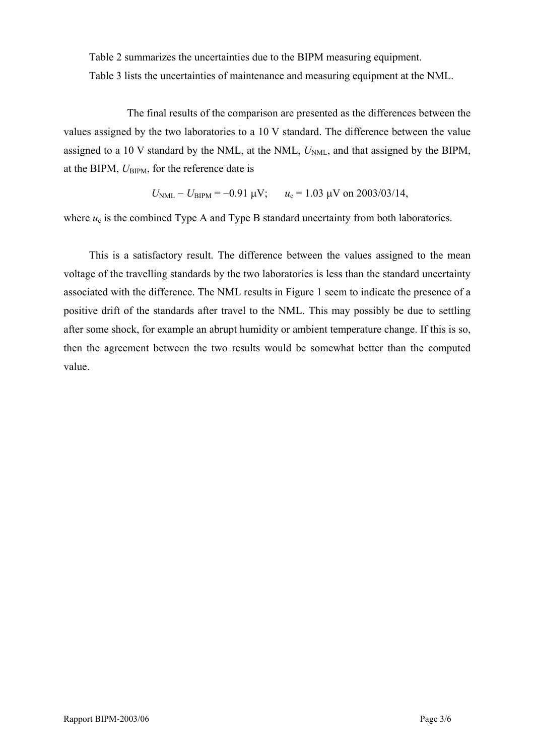Table 2 summarizes the uncertainties due to the BIPM measuring equipment.

Table 3 lists the uncertainties of maintenance and measuring equipment at the NML.

The final results of the comparison are presented as the differences between the values assigned by the two laboratories to a 10 V standard. The difference between the value assigned to a 10 V standard by the NML, at the NML, $U_{NML}$, and that assigned by the BIPM, at the BIPM, $U_{BIPM}$, for the reference date is

$$U_{NML} - U_{BIPM} = -0.91 \ \mu V; \qquad u_c = 1.03 \ \mu V \text{ on } 2003/03/14,$$

where $u_c$ is the combined Type A and Type B standard uncertainty from both laboratories.

This is a satisfactory result. The difference between the values assigned to the mean voltage of the travelling standards by the two laboratories is less than the standard uncertainty associated with the difference. The NML results in Figure 1 seem to indicate the presence of a positive drift of the standards after travel to the NML. This may possibly be due to settling after some shock, for example an abrupt humidity or ambient temperature change. If this is so, then the agreement between the two results would be somewhat better than the computed value.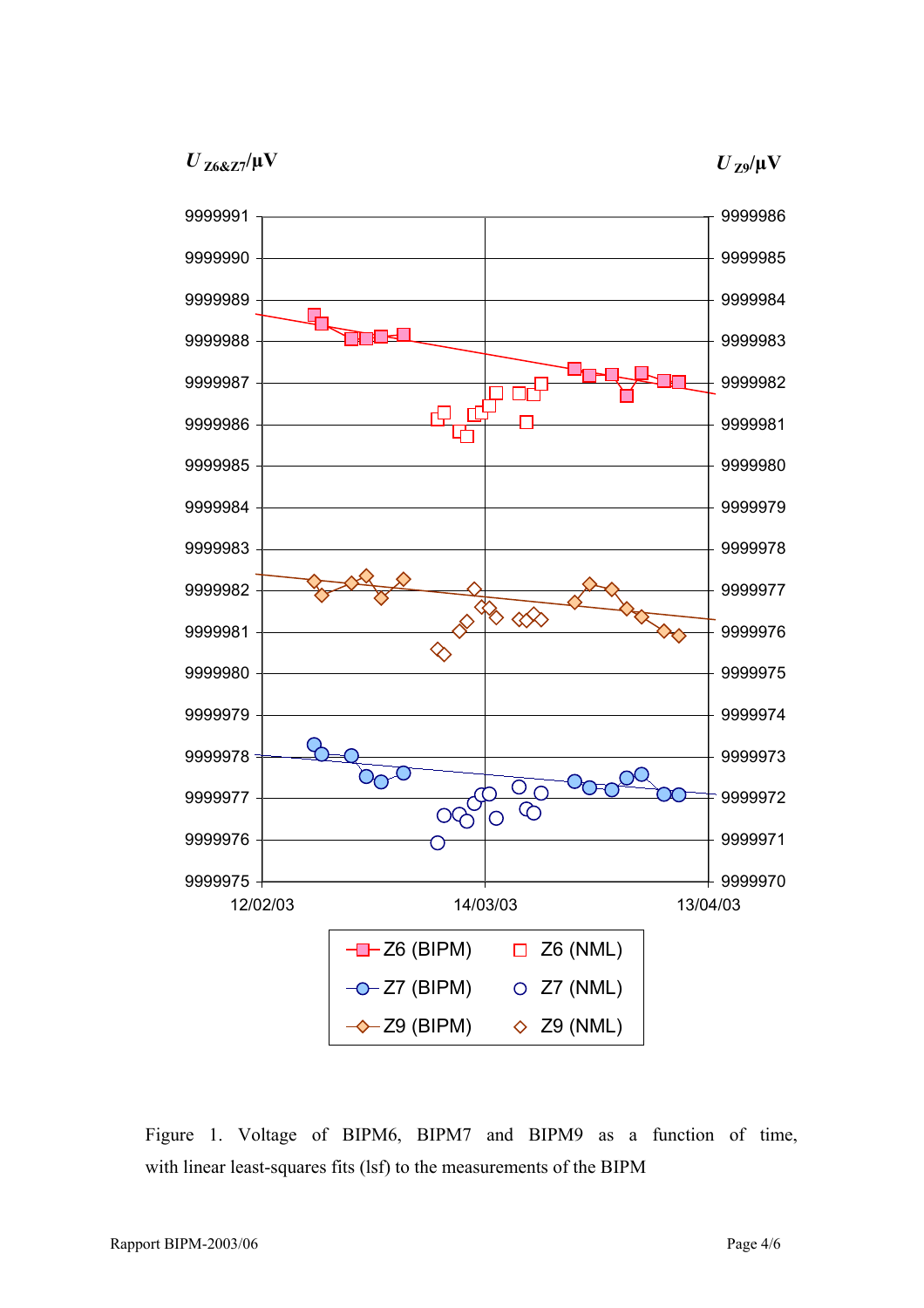Figure 1. Voltage of BIPM6, BIPM7 and BIPM9 as a function of time, with linear least-squares fits (lsf) to the measurements of the BIPM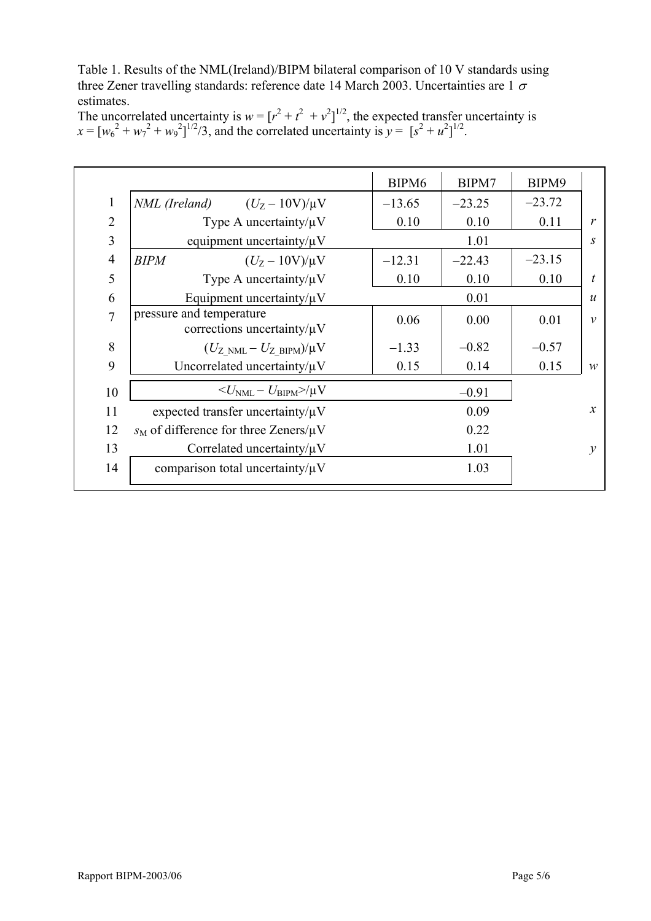Table 1. Results of the NML(Ireland)/BIPM bilateral comparison of 10 V standards using three Zener travelling standards: reference date 14 March 2003. Uncertainties are 1 $\sigma$ estimates.
The uncorrelated uncertainty is $w = [r^2 + t^2 + v^2]^{1/2}$, the expected transfer uncertainty is $x = [w_6^2 + w_7^2 + w_9^2]^{1/2}/3$, and the correlated uncertainty is $y = [s^2 + u^2]^{1/2}$.

| | | BIPM6 | BIPM7 | BIPM9 | |
|---|---|---|---|---|---|
| 1 | *NML (Ireland)* $(U_Z - 10\text{V})/\mu\text{V}$ | −13.65 | −23.25 | –23.72 | |
| 2 | Type A uncertainty/μV | 0.10 | 0.10 | 0.11 | $r$ |
| 3 | equipment uncertainty/μV | | 1.01 | | $s$ |
| 4 | *BIPM* $(U_Z - 10\text{V})/\mu\text{V}$ | −12.31 | −22.43 | –23.15 | |
| 5 | Type A uncertainty/μV | 0.10 | 0.10 | 0.10 | $t$ |
| 6 | Equipment uncertainty/μV | | 0.01 | | $u$ |
| 7 | pressure and temperature corrections uncertainty/μV | 0.06 | 0.00 | 0.01 | $v$ |
| 8 | $(U_{Z\_NML} - U_{Z\_BIPM})/\mu\text{V}$ | −1.33 | –0.82 | –0.57 | |
| 9 | Uncorrelated uncertainty/μV | 0.15 | 0.14 | 0.15 | $w$ |
| 10 | $<U_{NML} - U_{BIPM}>/\mu\text{V}$ | | –0.91 | | |
| 11 | expected transfer uncertainty/μV | | 0.09 | | $x$ |
| 12 | $s_M$ of difference for three Zeners/μV | | 0.22 | | |
| 13 | Correlated uncertainty/μV | | 1.01 | | $y$ |
| 14 | comparison total uncertainty/μV | | 1.03 | | |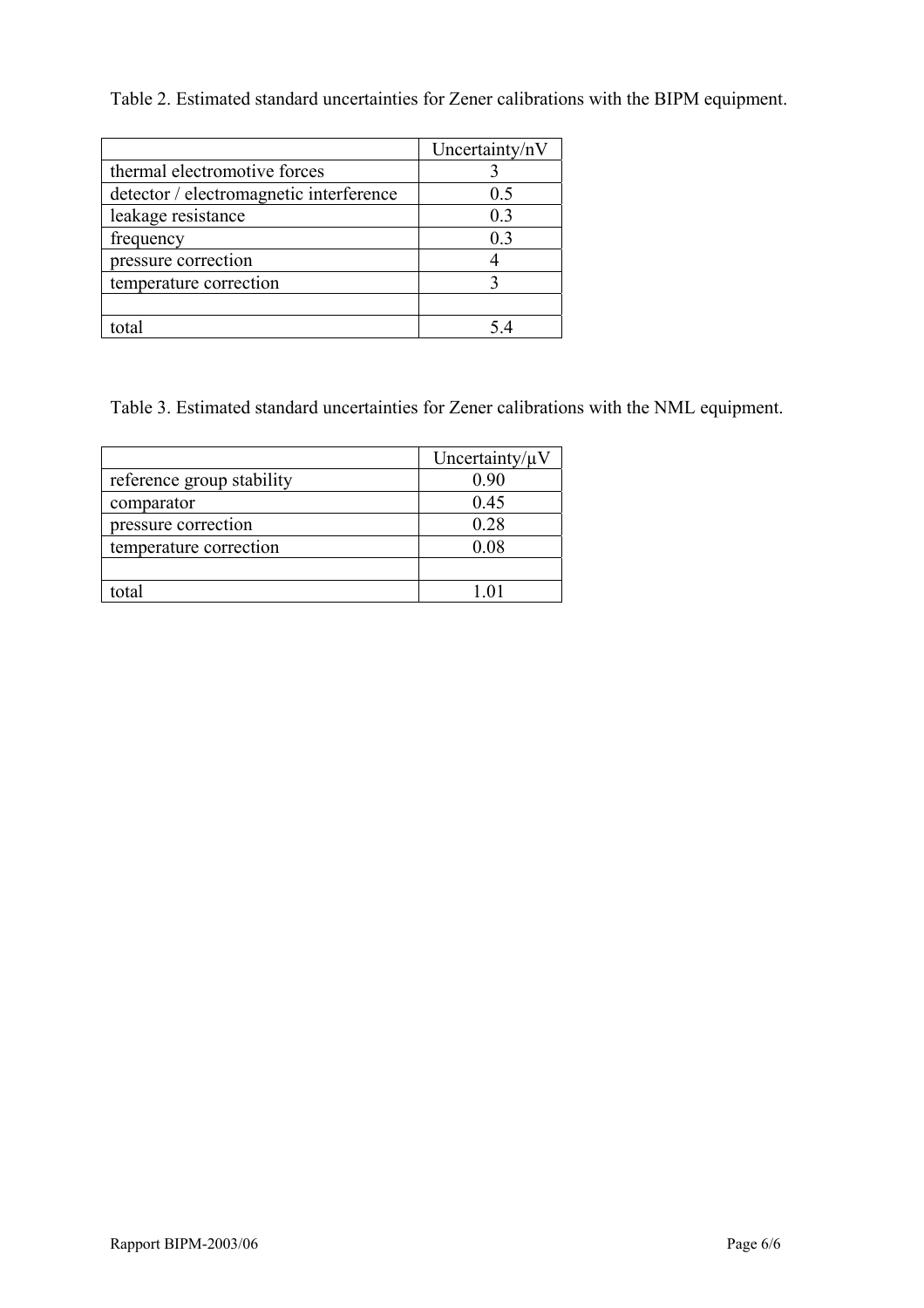Table 2. Estimated standard uncertainties for Zener calibrations with the BIPM equipment.

| | Uncertainty/nV |
|---|---|
| thermal electromotive forces | 3 |
| detector / electromagnetic interference | 0.5 |
| leakage resistance | 0.3 |
| frequency | 0.3 |
| pressure correction | 4 |
| temperature correction | 3 |
| | |
| total | 5.4 |

Table 3. Estimated standard uncertainties for Zener calibrations with the NML equipment.

| | Uncertainty/µV |
|---|---|
| reference group stability | 0.90 |
| comparator | 0.45 |
| pressure correction | 0.28 |
| temperature correction | 0.08 |
| | |
| total | 1.01 |